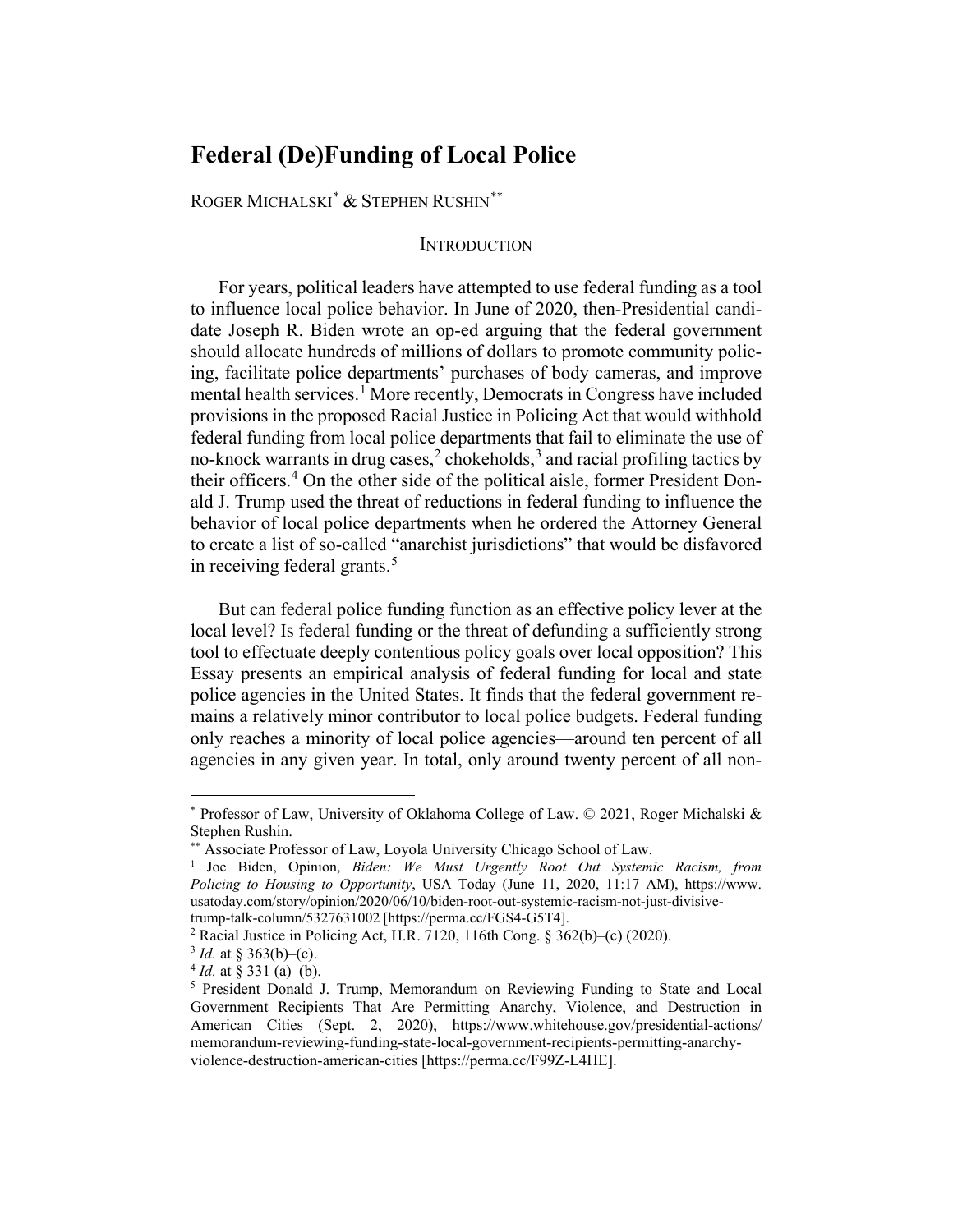# Federal (De)Funding of Local Police

ROGER MICHALSKI[*] & STEPHEN RUSHIN[**]

## INTRODUCTION

For years, political leaders have attempted to use federal funding as a tool to influence local police behavior. In June of 2020, then-Presidential candidate Joseph R. Biden wrote an op-ed arguing that the federal government should allocate hundreds of millions of dollars to promote community policing, facilitate police departments' purchases of body cameras, and improve mental health services.[1] More recently, Democrats in Congress have included provisions in the proposed Racial Justice in Policing Act that would withhold federal funding from local police departments that fail to eliminate the use of no-knock warrants in drug cases,[2] chokeholds,[3] and racial profiling tactics by their officers.[4] On the other side of the political aisle, former President Donald J. Trump used the threat of reductions in federal funding to influence the behavior of local police departments when he ordered the Attorney General to create a list of so-called "anarchist jurisdictions" that would be disfavored in receiving federal grants.[5]

But can federal police funding function as an effective policy lever at the local level? Is federal funding or the threat of defunding a sufficiently strong tool to effectuate deeply contentious policy goals over local opposition? This Essay presents an empirical analysis of federal funding for local and state police agencies in the United States. It finds that the federal government remains a relatively minor contributor to local police budgets. Federal funding only reaches a minority of local police agencies—around ten percent of all agencies in any given year. In total, only around twenty percent of all non-

---

[*] Professor of Law, University of Oklahoma College of Law. © 2021, Roger Michalski & Stephen Rushin.

[**] Associate Professor of Law, Loyola University Chicago School of Law.

[1] Joe Biden, Opinion, *Biden: We Must Urgently Root Out Systemic Racism, from Policing to Housing to Opportunity*, USA Today (June 11, 2020, 11:17 AM), https://www.usatoday.com/story/opinion/2020/06/10/biden-root-out-systemic-racism-not-just-divisive-trump-talk-column/5327631002 [https://perma.cc/FGS4-G5T4].

[2] Racial Justice in Policing Act, H.R. 7120, 116th Cong. § 362(b)–(c) (2020).

[3] *Id.* at § 363(b)–(c).

[4] *Id.* at § 331 (a)–(b).

[5] President Donald J. Trump, Memorandum on Reviewing Funding to State and Local Government Recipients That Are Permitting Anarchy, Violence, and Destruction in American Cities (Sept. 2, 2020), https://www.whitehouse.gov/presidential-actions/memorandum-reviewing-funding-state-local-government-recipients-permitting-anarchy-violence-destruction-american-cities [https://perma.cc/F99Z-L4HE].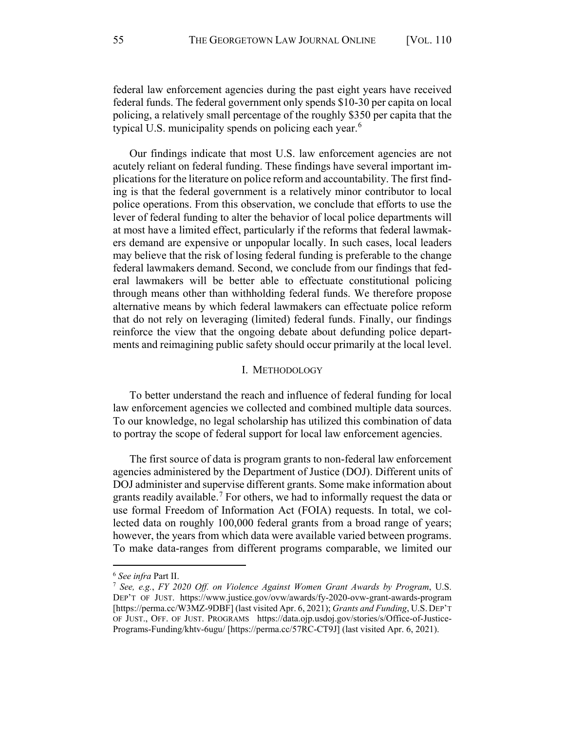federal law enforcement agencies during the past eight years have received federal funds. The federal government only spends $10-30 per capita on local policing, a relatively small percentage of the roughly $350 per capita that the typical U.S. municipality spends on policing each year.[6]

Our findings indicate that most U.S. law enforcement agencies are not acutely reliant on federal funding. These findings have several important implications for the literature on police reform and accountability. The first finding is that the federal government is a relatively minor contributor to local police operations. From this observation, we conclude that efforts to use the lever of federal funding to alter the behavior of local police departments will at most have a limited effect, particularly if the reforms that federal lawmakers demand are expensive or unpopular locally. In such cases, local leaders may believe that the risk of losing federal funding is preferable to the change federal lawmakers demand. Second, we conclude from our findings that federal lawmakers will be better able to effectuate constitutional policing through means other than withholding federal funds. We therefore propose alternative means by which federal lawmakers can effectuate police reform that do not rely on leveraging (limited) federal funds. Finally, our findings reinforce the view that the ongoing debate about defunding police departments and reimagining public safety should occur primarily at the local level.

## I. METHODOLOGY

To better understand the reach and influence of federal funding for local law enforcement agencies we collected and combined multiple data sources. To our knowledge, no legal scholarship has utilized this combination of data to portray the scope of federal support for local law enforcement agencies.

The first source of data is program grants to non-federal law enforcement agencies administered by the Department of Justice (DOJ). Different units of DOJ administer and supervise different grants. Some make information about grants readily available.[7] For others, we had to informally request the data or use formal Freedom of Information Act (FOIA) requests. In total, we collected data on roughly 100,000 federal grants from a broad range of years; however, the years from which data were available varied between programs. To make data-ranges from different programs comparable, we limited our

---

[6] *See infra* Part II.

[7] *See, e.g.*, *FY 2020 Off. on Violence Against Women Grant Awards by Program*, U.S. DEP'T OF JUST. https://www.justice.gov/ovw/awards/fy-2020-ovw-grant-awards-program [https://perma.cc/W3MZ-9DBF] (last visited Apr. 6, 2021); *Grants and Funding*, U.S. DEP'T OF JUST., OFF. OF JUST. PROGRAMS https://data.ojp.usdoj.gov/stories/s/Office-of-Justice-Programs-Funding/khtv-6ugu/ [https://perma.cc/57RC-CT9J] (last visited Apr. 6, 2021).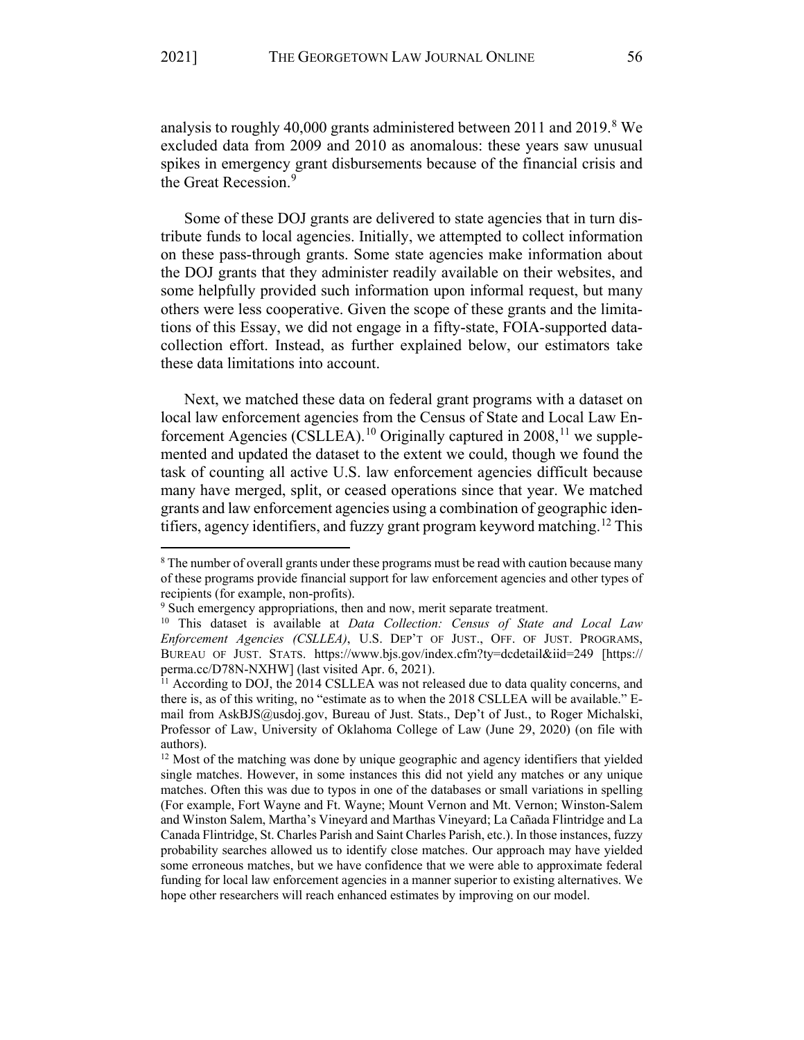analysis to roughly 40,000 grants administered between 2011 and 2019.[8] We excluded data from 2009 and 2010 as anomalous: these years saw unusual spikes in emergency grant disbursements because of the financial crisis and the Great Recession.[9]

Some of these DOJ grants are delivered to state agencies that in turn distribute funds to local agencies. Initially, we attempted to collect information on these pass-through grants. Some state agencies make information about the DOJ grants that they administer readily available on their websites, and some helpfully provided such information upon informal request, but many others were less cooperative. Given the scope of these grants and the limitations of this Essay, we did not engage in a fifty-state, FOIA-supported data-collection effort. Instead, as further explained below, our estimators take these data limitations into account.

Next, we matched these data on federal grant programs with a dataset on local law enforcement agencies from the Census of State and Local Law Enforcement Agencies (CSLLEA).[10] Originally captured in 2008,[11] we supplemented and updated the dataset to the extent we could, though we found the task of counting all active U.S. law enforcement agencies difficult because many have merged, split, or ceased operations since that year. We matched grants and law enforcement agencies using a combination of geographic identifiers, agency identifiers, and fuzzy grant program keyword matching.[12] This

---

[8] The number of overall grants under these programs must be read with caution because many of these programs provide financial support for law enforcement agencies and other types of recipients (for example, non-profits).

[9] Such emergency appropriations, then and now, merit separate treatment.

[10] This dataset is available at *Data Collection: Census of State and Local Law Enforcement Agencies (CSLLEA)*, U.S. DEP'T OF JUST., OFF. OF JUST. PROGRAMS, BUREAU OF JUST. STATS. https://www.bjs.gov/index.cfm?ty=dcdetail&iid=249 [https://perma.cc/D78N-NXHW] (last visited Apr. 6, 2021).

[11] According to DOJ, the 2014 CSLLEA was not released due to data quality concerns, and there is, as of this writing, no "estimate as to when the 2018 CSLLEA will be available." E-mail from AskBJS@usdoj.gov, Bureau of Just. Stats., Dep't of Just., to Roger Michalski, Professor of Law, University of Oklahoma College of Law (June 29, 2020) (on file with authors).

[12] Most of the matching was done by unique geographic and agency identifiers that yielded single matches. However, in some instances this did not yield any matches or any unique matches. Often this was due to typos in one of the databases or small variations in spelling (For example, Fort Wayne and Ft. Wayne; Mount Vernon and Mt. Vernon; Winston-Salem and Winston Salem, Martha's Vineyard and Marthas Vineyard; La Cañada Flintridge and La Canada Flintridge, St. Charles Parish and Saint Charles Parish, etc.). In those instances, fuzzy probability searches allowed us to identify close matches. Our approach may have yielded some erroneous matches, but we have confidence that we were able to approximate federal funding for local law enforcement agencies in a manner superior to existing alternatives. We hope other researchers will reach enhanced estimates by improving on our model.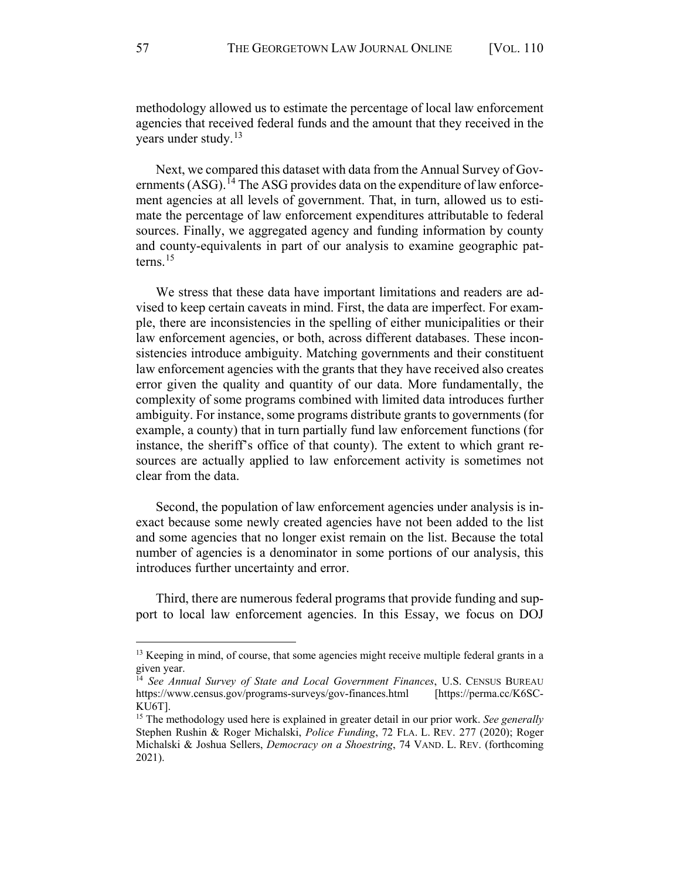methodology allowed us to estimate the percentage of local law enforcement agencies that received federal funds and the amount that they received in the years under study.[13]

Next, we compared this dataset with data from the Annual Survey of Governments (ASG).[14] The ASG provides data on the expenditure of law enforcement agencies at all levels of government. That, in turn, allowed us to estimate the percentage of law enforcement expenditures attributable to federal sources. Finally, we aggregated agency and funding information by county and county-equivalents in part of our analysis to examine geographic patterns.[15]

We stress that these data have important limitations and readers are advised to keep certain caveats in mind. First, the data are imperfect. For example, there are inconsistencies in the spelling of either municipalities or their law enforcement agencies, or both, across different databases. These inconsistencies introduce ambiguity. Matching governments and their constituent law enforcement agencies with the grants that they have received also creates error given the quality and quantity of our data. More fundamentally, the complexity of some programs combined with limited data introduces further ambiguity. For instance, some programs distribute grants to governments (for example, a county) that in turn partially fund law enforcement functions (for instance, the sheriff's office of that county). The extent to which grant resources are actually applied to law enforcement activity is sometimes not clear from the data.

Second, the population of law enforcement agencies under analysis is inexact because some newly created agencies have not been added to the list and some agencies that no longer exist remain on the list. Because the total number of agencies is a denominator in some portions of our analysis, this introduces further uncertainty and error.

Third, there are numerous federal programs that provide funding and support to local law enforcement agencies. In this Essay, we focus on DOJ

---

[13] Keeping in mind, of course, that some agencies might receive multiple federal grants in a given year.

[14] *See Annual Survey of State and Local Government Finances*, U.S. CENSUS BUREAU https://www.census.gov/programs-surveys/gov-finances.html [https://perma.cc/K6SC-KU6T].

[15] The methodology used here is explained in greater detail in our prior work. *See generally* Stephen Rushin & Roger Michalski, *Police Funding*, 72 FLA. L. REV. 277 (2020); Roger Michalski & Joshua Sellers, *Democracy on a Shoestring*, 74 VAND. L. REV. (forthcoming 2021).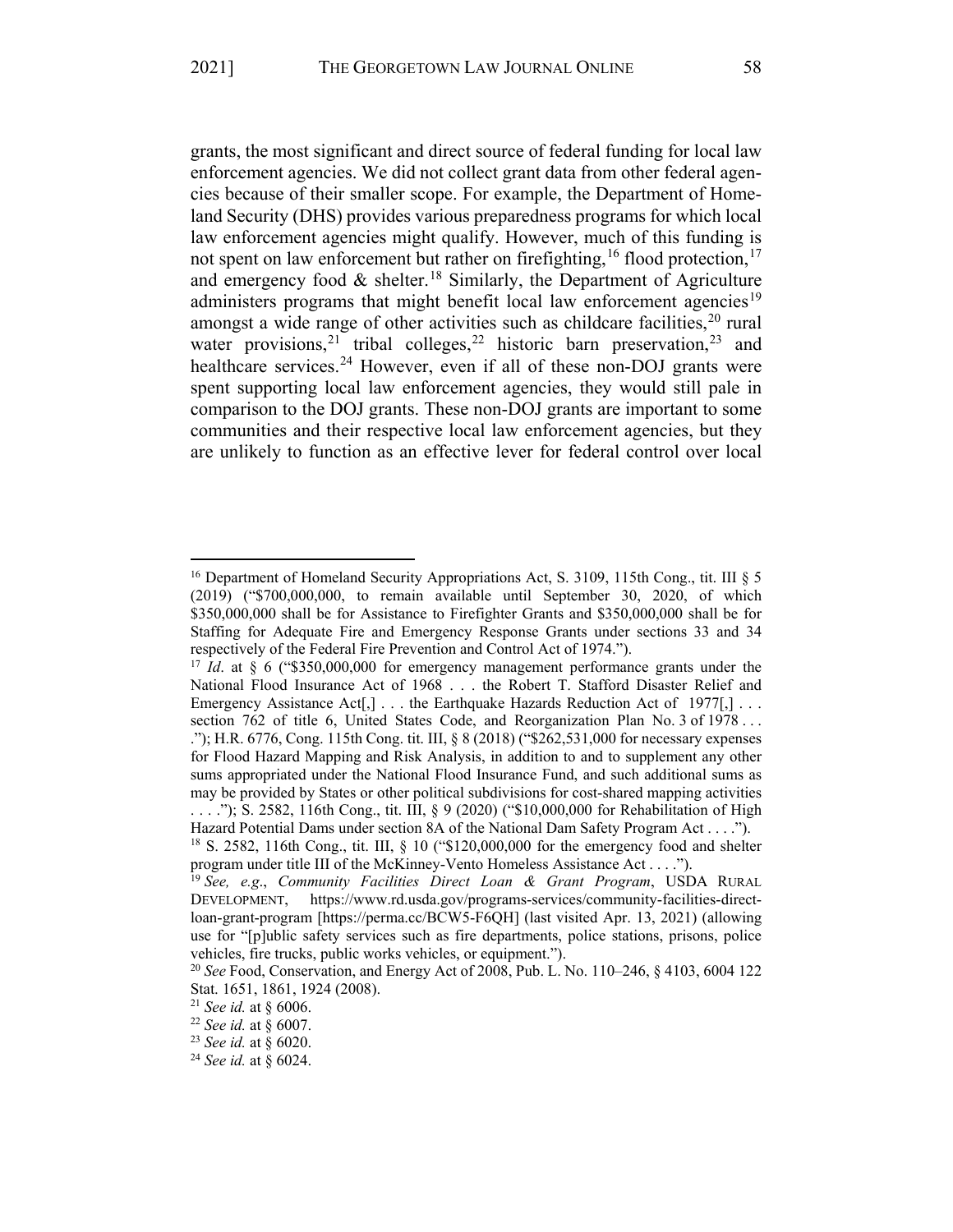grants, the most significant and direct source of federal funding for local law enforcement agencies. We did not collect grant data from other federal agencies because of their smaller scope. For example, the Department of Homeland Security (DHS) provides various preparedness programs for which local law enforcement agencies might qualify. However, much of this funding is not spent on law enforcement but rather on firefighting,[16] flood protection,[17] and emergency food & shelter.[18] Similarly, the Department of Agriculture administers programs that might benefit local law enforcement agencies[19] amongst a wide range of other activities such as childcare facilities,[20] rural water provisions,[21] tribal colleges,[22] historic barn preservation,[23] and healthcare services.[24] However, even if all of these non-DOJ grants were spent supporting local law enforcement agencies, they would still pale in comparison to the DOJ grants. These non-DOJ grants are important to some communities and their respective local law enforcement agencies, but they are unlikely to function as an effective lever for federal control over local

---

[16] Department of Homeland Security Appropriations Act, S. 3109, 115th Cong., tit. III § 5 (2019) ("$700,000,000, to remain available until September 30, 2020, of which $350,000,000 shall be for Assistance to Firefighter Grants and $350,000,000 shall be for Staffing for Adequate Fire and Emergency Response Grants under sections 33 and 34 respectively of the Federal Fire Prevention and Control Act of 1974.").

[17] *Id*. at § 6 ("$350,000,000 for emergency management performance grants under the National Flood Insurance Act of 1968 . . . the Robert T. Stafford Disaster Relief and Emergency Assistance Act[,] . . . the Earthquake Hazards Reduction Act of 1977[,] . . . section 762 of title 6, United States Code, and Reorganization Plan No. 3 of 1978 . . . ."); H.R. 6776, Cong. 115th Cong. tit. III, § 8 (2018) ("$262,531,000 for necessary expenses for Flood Hazard Mapping and Risk Analysis, in addition to and to supplement any other sums appropriated under the National Flood Insurance Fund, and such additional sums as may be provided by States or other political subdivisions for cost-shared mapping activities . . . ."); S. 2582, 116th Cong., tit. III, § 9 (2020) ("$10,000,000 for Rehabilitation of High Hazard Potential Dams under section 8A of the National Dam Safety Program Act . . . .").

[18] S. 2582, 116th Cong., tit. III, § 10 ("$120,000,000 for the emergency food and shelter program under title III of the McKinney-Vento Homeless Assistance Act . . . .").

[19] *See, e.g*., *Community Facilities Direct Loan & Grant Program*, USDA RURAL DEVELOPMENT, https://www.rd.usda.gov/programs-services/community-facilities-direct-loan-grant-program [https://perma.cc/BCW5-F6QH] (last visited Apr. 13, 2021) (allowing use for "[p]ublic safety services such as fire departments, police stations, prisons, police vehicles, fire trucks, public works vehicles, or equipment.").

[20] *See* Food, Conservation, and Energy Act of 2008, Pub. L. No. 110–246, § 4103, 6004 122 Stat. 1651, 1861, 1924 (2008).

[21] *See id.* at § 6006.

[22] *See id.* at § 6007.

[23] *See id.* at § 6020.

[24] *See id.* at § 6024.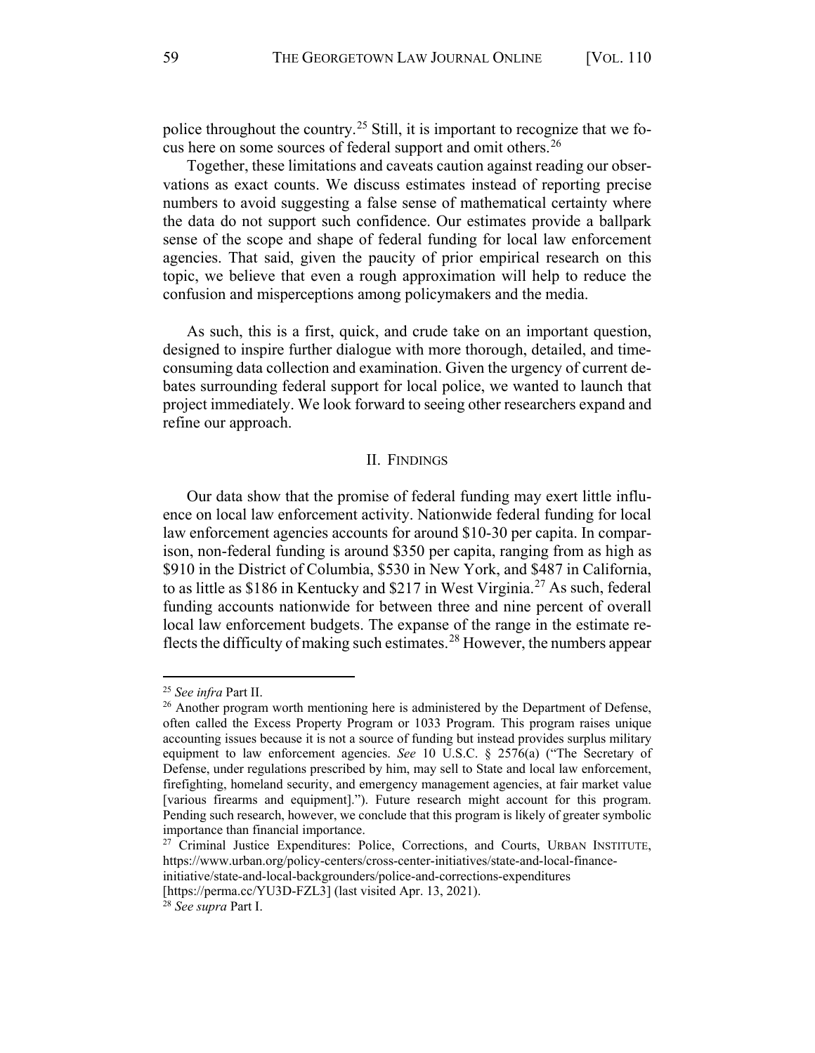police throughout the country.[25] Still, it is important to recognize that we focus here on some sources of federal support and omit others.[26]

Together, these limitations and caveats caution against reading our observations as exact counts. We discuss estimates instead of reporting precise numbers to avoid suggesting a false sense of mathematical certainty where the data do not support such confidence. Our estimates provide a ballpark sense of the scope and shape of federal funding for local law enforcement agencies. That said, given the paucity of prior empirical research on this topic, we believe that even a rough approximation will help to reduce the confusion and misperceptions among policymakers and the media.

As such, this is a first, quick, and crude take on an important question, designed to inspire further dialogue with more thorough, detailed, and time-consuming data collection and examination. Given the urgency of current debates surrounding federal support for local police, we wanted to launch that project immediately. We look forward to seeing other researchers expand and refine our approach.

## II. FINDINGS

Our data show that the promise of federal funding may exert little influence on local law enforcement activity. Nationwide federal funding for local law enforcement agencies accounts for around $10-30 per capita. In comparison, non-federal funding is around $350 per capita, ranging from as high as $910 in the District of Columbia, $530 in New York, and $487 in California, to as little as $186 in Kentucky and $217 in West Virginia.[27] As such, federal funding accounts nationwide for between three and nine percent of overall local law enforcement budgets. The expanse of the range in the estimate reflects the difficulty of making such estimates.[28] However, the numbers appear

---

[25] *See infra* Part II.

[26] Another program worth mentioning here is administered by the Department of Defense, often called the Excess Property Program or 1033 Program. This program raises unique accounting issues because it is not a source of funding but instead provides surplus military equipment to law enforcement agencies. *See* 10 U.S.C. § 2576(a) ("The Secretary of Defense, under regulations prescribed by him, may sell to State and local law enforcement, firefighting, homeland security, and emergency management agencies, at fair market value [various firearms and equipment]."). Future research might account for this program. Pending such research, however, we conclude that this program is likely of greater symbolic importance than financial importance.

[27] Criminal Justice Expenditures: Police, Corrections, and Courts, URBAN INSTITUTE, https://www.urban.org/policy-centers/cross-center-initiatives/state-and-local-finance-initiative/state-and-local-backgrounders/police-and-corrections-expenditures [https://perma.cc/YU3D-FZL3] (last visited Apr. 13, 2021).

[28] *See supra* Part I.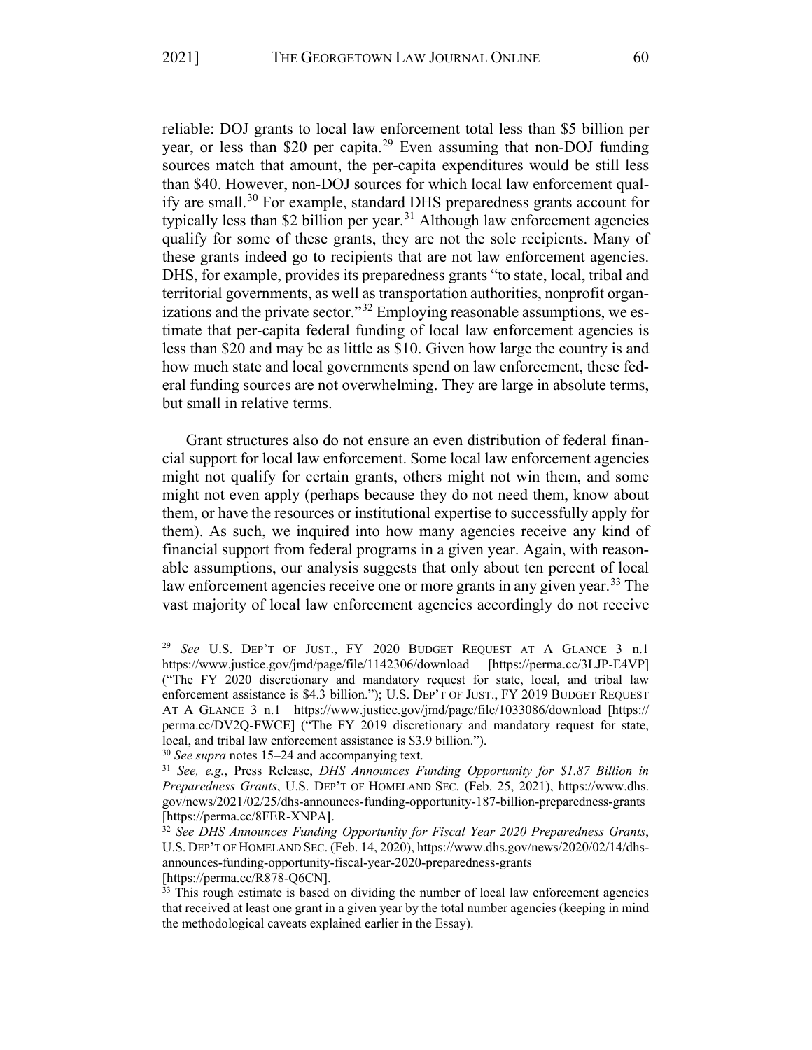reliable: DOJ grants to local law enforcement total less than $5 billion per year, or less than $20 per capita.[29] Even assuming that non-DOJ funding sources match that amount, the per-capita expenditures would be still less than $40. However, non-DOJ sources for which local law enforcement qualify are small.[30] For example, standard DHS preparedness grants account for typically less than $2 billion per year.[31] Although law enforcement agencies qualify for some of these grants, they are not the sole recipients. Many of these grants indeed go to recipients that are not law enforcement agencies. DHS, for example, provides its preparedness grants "to state, local, tribal and territorial governments, as well as transportation authorities, nonprofit organizations and the private sector."[32] Employing reasonable assumptions, we estimate that per-capita federal funding of local law enforcement agencies is less than $20 and may be as little as $10. Given how large the country is and how much state and local governments spend on law enforcement, these federal funding sources are not overwhelming. They are large in absolute terms, but small in relative terms.

Grant structures also do not ensure an even distribution of federal financial support for local law enforcement. Some local law enforcement agencies might not qualify for certain grants, others might not win them, and some might not even apply (perhaps because they do not need them, know about them, or have the resources or institutional expertise to successfully apply for them). As such, we inquired into how many agencies receive any kind of financial support from federal programs in a given year. Again, with reasonable assumptions, our analysis suggests that only about ten percent of local law enforcement agencies receive one or more grants in any given year.[33] The vast majority of local law enforcement agencies accordingly do not receive

---

[29] *See* U.S. DEP'T OF JUST., FY 2020 BUDGET REQUEST AT A GLANCE 3 n.1 https://www.justice.gov/jmd/page/file/1142306/download [https://perma.cc/3LJP-E4VP] ("The FY 2020 discretionary and mandatory request for state, local, and tribal law enforcement assistance is $4.3 billion."); U.S. DEP'T OF JUST., FY 2019 BUDGET REQUEST AT A GLANCE 3 n.1 https://www.justice.gov/jmd/page/file/1033086/download [https://perma.cc/DV2Q-FWCE] ("The FY 2019 discretionary and mandatory request for state, local, and tribal law enforcement assistance is $3.9 billion.").

[30] *See supra* notes 15–24 and accompanying text.

[31] *See, e.g.*, Press Release, *DHS Announces Funding Opportunity for $1.87 Billion in Preparedness Grants*, U.S. DEP'T OF HOMELAND SEC. (Feb. 25, 2021), https://www.dhs.gov/news/2021/02/25/dhs-announces-funding-opportunity-187-billion-preparedness-grants [https://perma.cc/8FER-XNPA].

[32] *See DHS Announces Funding Opportunity for Fiscal Year 2020 Preparedness Grants*, U.S. DEP'T OF HOMELAND SEC. (Feb. 14, 2020), https://www.dhs.gov/news/2020/02/14/dhs-announces-funding-opportunity-fiscal-year-2020-preparedness-grants [https://perma.cc/R878-Q6CN].

[33] This rough estimate is based on dividing the number of local law enforcement agencies that received at least one grant in a given year by the total number agencies (keeping in mind the methodological caveats explained earlier in the Essay).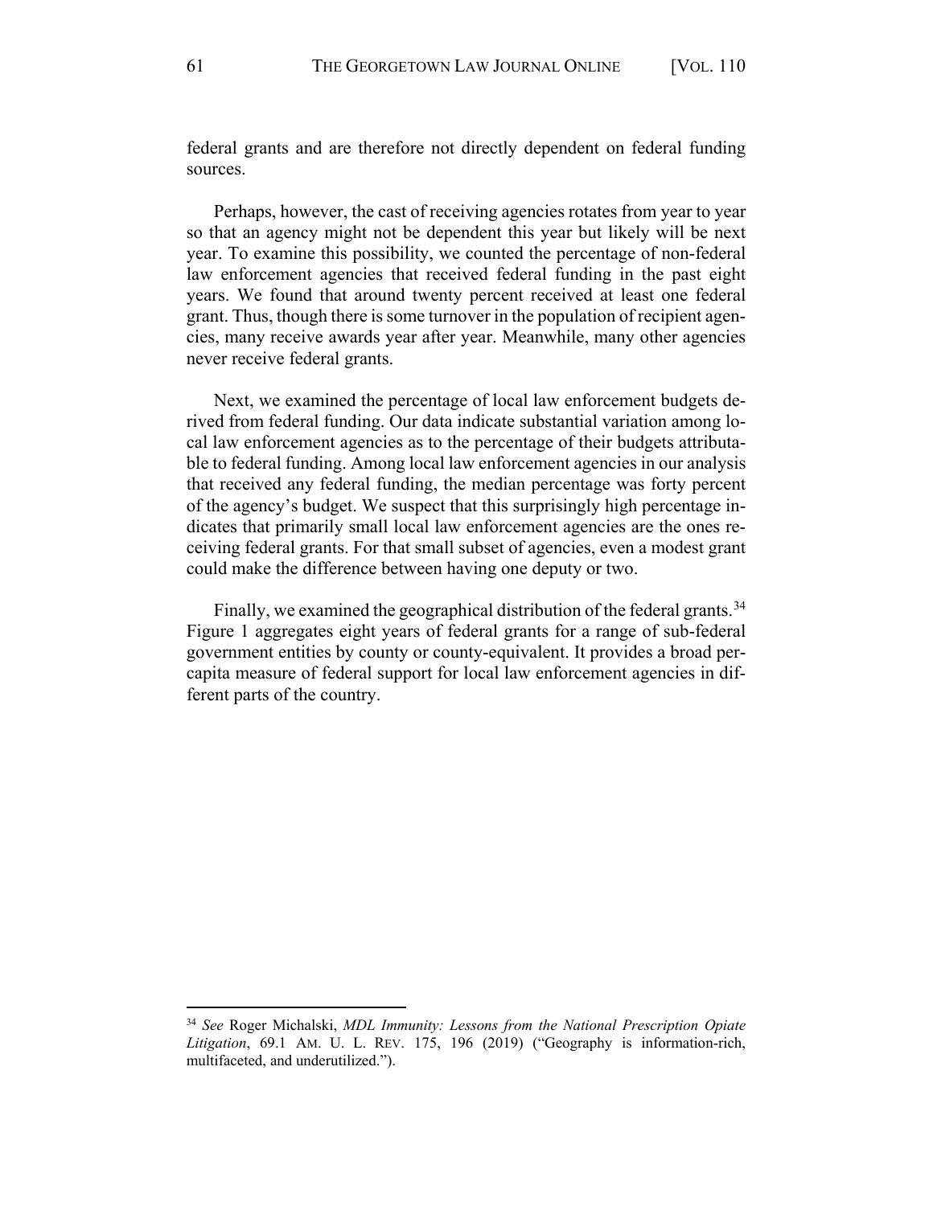federal grants and are therefore not directly dependent on federal funding sources.

Perhaps, however, the cast of receiving agencies rotates from year to year so that an agency might not be dependent this year but likely will be next year. To examine this possibility, we counted the percentage of non-federal law enforcement agencies that received federal funding in the past eight years. We found that around twenty percent received at least one federal grant. Thus, though there is some turnover in the population of recipient agencies, many receive awards year after year. Meanwhile, many other agencies never receive federal grants.

Next, we examined the percentage of local law enforcement budgets derived from federal funding. Our data indicate substantial variation among local law enforcement agencies as to the percentage of their budgets attributable to federal funding. Among local law enforcement agencies in our analysis that received any federal funding, the median percentage was forty percent of the agency's budget. We suspect that this surprisingly high percentage indicates that primarily small local law enforcement agencies are the ones receiving federal grants. For that small subset of agencies, even a modest grant could make the difference between having one deputy or two.

Finally, we examined the geographical distribution of the federal grants.[34] Figure 1 aggregates eight years of federal grants for a range of sub-federal government entities by county or county-equivalent. It provides a broad per-capita measure of federal support for local law enforcement agencies in different parts of the country.

---

[34] *See* Roger Michalski, *MDL Immunity: Lessons from the National Prescription Opiate Litigation*, 69.1 AM. U. L. REV. 175, 196 (2019) ("Geography is information-rich, multifaceted, and underutilized.").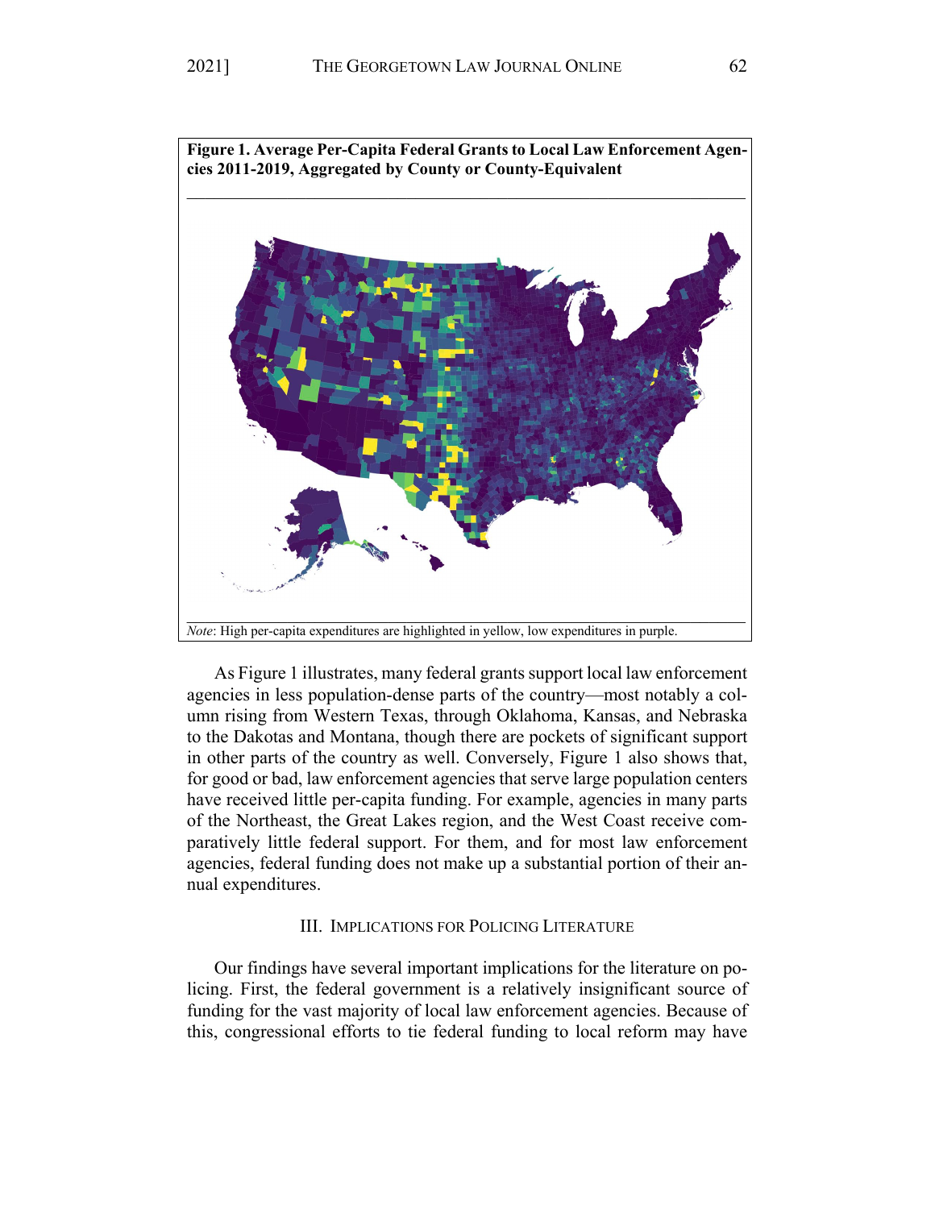**Figure 1. Average Per-Capita Federal Grants to Local Law Enforcement Agencies 2011-2019, Aggregated by County or County-Equivalent**

*Note*: High per-capita expenditures are highlighted in yellow, low expenditures in purple.

As Figure 1 illustrates, many federal grants support local law enforcement agencies in less population-dense parts of the country—most notably a column rising from Western Texas, through Oklahoma, Kansas, and Nebraska to the Dakotas and Montana, though there are pockets of significant support in other parts of the country as well. Conversely, Figure 1 also shows that, for good or bad, law enforcement agencies that serve large population centers have received little per-capita funding. For example, agencies in many parts of the Northeast, the Great Lakes region, and the West Coast receive comparatively little federal support. For them, and for most law enforcement agencies, federal funding does not make up a substantial portion of their annual expenditures.

## III. Implications for Policing Literature

Our findings have several important implications for the literature on policing. First, the federal government is a relatively insignificant source of funding for the vast majority of local law enforcement agencies. Because of this, congressional efforts to tie federal funding to local reform may have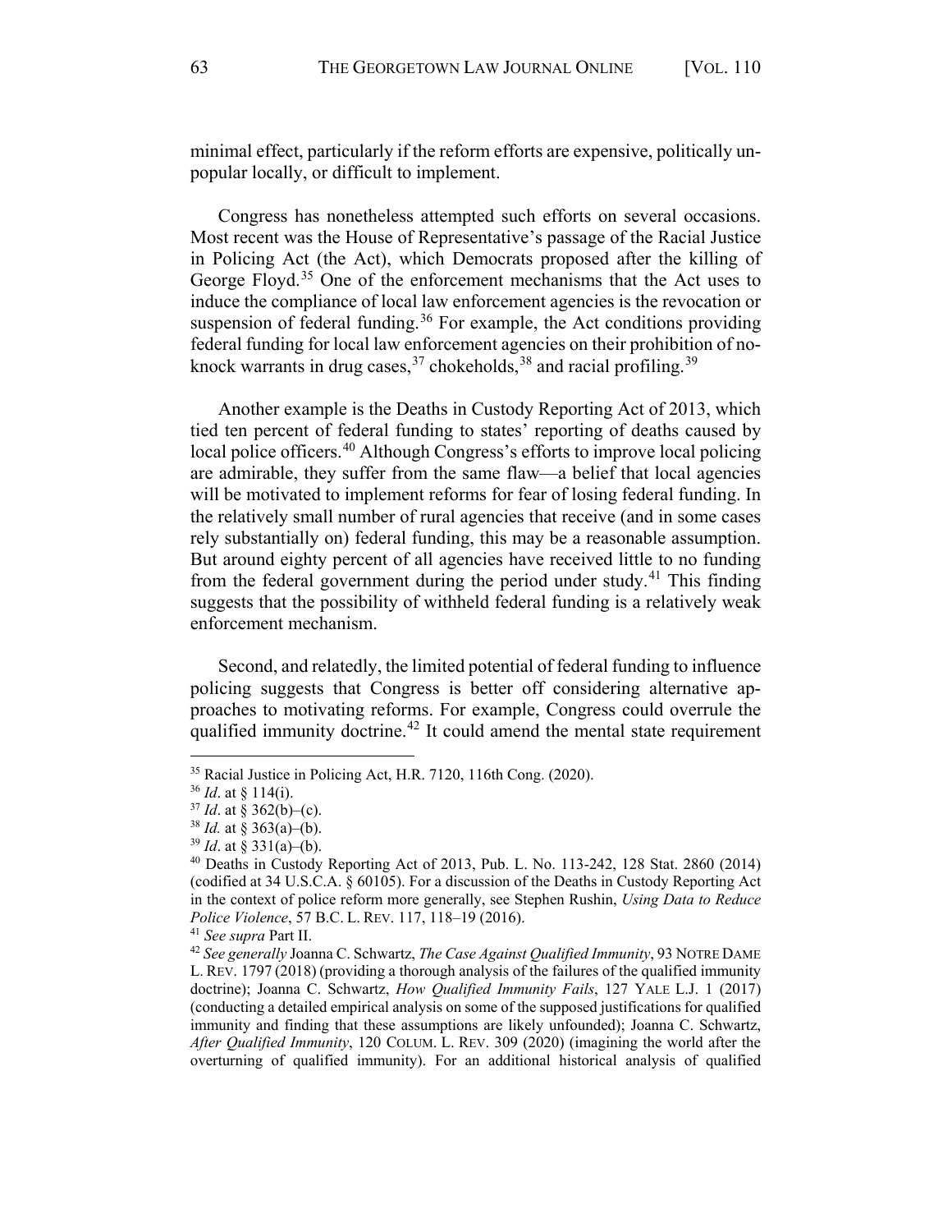minimal effect, particularly if the reform efforts are expensive, politically unpopular locally, or difficult to implement.

Congress has nonetheless attempted such efforts on several occasions. Most recent was the House of Representative's passage of the Racial Justice in Policing Act (the Act), which Democrats proposed after the killing of George Floyd.[35] One of the enforcement mechanisms that the Act uses to induce the compliance of local law enforcement agencies is the revocation or suspension of federal funding.[36] For example, the Act conditions providing federal funding for local law enforcement agencies on their prohibition of no-knock warrants in drug cases,[37] chokeholds,[38] and racial profiling.[39]

Another example is the Deaths in Custody Reporting Act of 2013, which tied ten percent of federal funding to states' reporting of deaths caused by local police officers.[40] Although Congress's efforts to improve local policing are admirable, they suffer from the same flaw—a belief that local agencies will be motivated to implement reforms for fear of losing federal funding. In the relatively small number of rural agencies that receive (and in some cases rely substantially on) federal funding, this may be a reasonable assumption. But around eighty percent of all agencies have received little to no funding from the federal government during the period under study.[41] This finding suggests that the possibility of withheld federal funding is a relatively weak enforcement mechanism.

Second, and relatedly, the limited potential of federal funding to influence policing suggests that Congress is better off considering alternative approaches to motivating reforms. For example, Congress could overrule the qualified immunity doctrine.[42] It could amend the mental state requirement

---

[35] Racial Justice in Policing Act, H.R. 7120, 116th Cong. (2020).

[36] *Id*. at § 114(i).

[37] *Id*. at § 362(b)–(c).

[38] *Id.* at § 363(a)–(b).

[39] *Id*. at § 331(a)–(b).

[40] Deaths in Custody Reporting Act of 2013, Pub. L. No. 113-242, 128 Stat. 2860 (2014) (codified at 34 U.S.C.A. § 60105). For a discussion of the Deaths in Custody Reporting Act in the context of police reform more generally, see Stephen Rushin, *Using Data to Reduce Police Violence*, 57 B.C. L. REV. 117, 118–19 (2016).

[41] *See supra* Part II.

[42] *See generally* Joanna C. Schwartz, *The Case Against Qualified Immunity*, 93 NOTRE DAME L. REV. 1797 (2018) (providing a thorough analysis of the failures of the qualified immunity doctrine); Joanna C. Schwartz, *How Qualified Immunity Fails*, 127 YALE L.J. 1 (2017) (conducting a detailed empirical analysis on some of the supposed justifications for qualified immunity and finding that these assumptions are likely unfounded); Joanna C. Schwartz, *After Qualified Immunity*, 120 COLUM. L. REV. 309 (2020) (imagining the world after the overturning of qualified immunity). For an additional historical analysis of qualified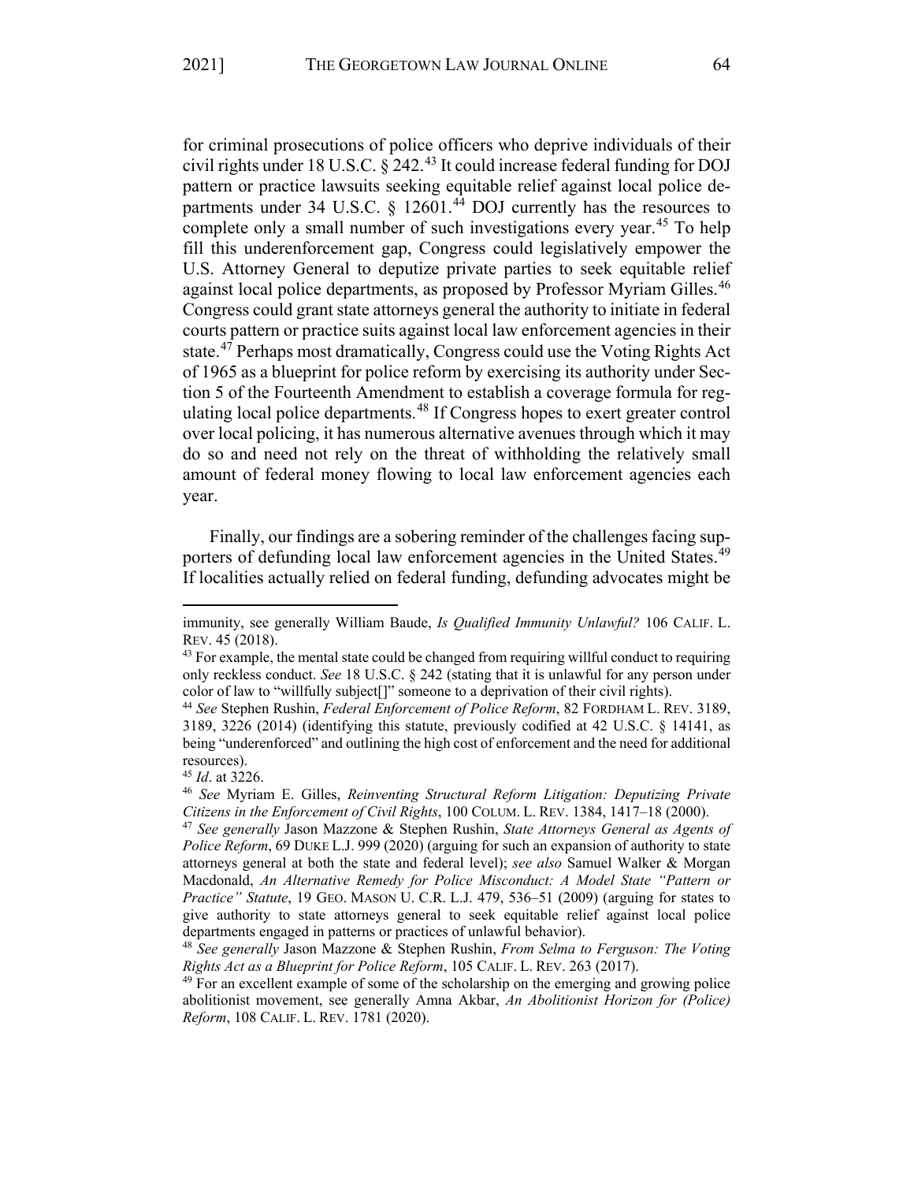for criminal prosecutions of police officers who deprive individuals of their civil rights under 18 U.S.C. § 242.[43] It could increase federal funding for DOJ pattern or practice lawsuits seeking equitable relief against local police departments under 34 U.S.C. § 12601.[44] DOJ currently has the resources to complete only a small number of such investigations every year.[45] To help fill this underenforcement gap, Congress could legislatively empower the U.S. Attorney General to deputize private parties to seek equitable relief against local police departments, as proposed by Professor Myriam Gilles.[46] Congress could grant state attorneys general the authority to initiate in federal courts pattern or practice suits against local law enforcement agencies in their state.[47] Perhaps most dramatically, Congress could use the Voting Rights Act of 1965 as a blueprint for police reform by exercising its authority under Section 5 of the Fourteenth Amendment to establish a coverage formula for regulating local police departments.[48] If Congress hopes to exert greater control over local policing, it has numerous alternative avenues through which it may do so and need not rely on the threat of withholding the relatively small amount of federal money flowing to local law enforcement agencies each year.

Finally, our findings are a sobering reminder of the challenges facing supporters of defunding local law enforcement agencies in the United States.[49] If localities actually relied on federal funding, defunding advocates might be

---

immunity, see generally William Baude, *Is Qualified Immunity Unlawful?* 106 CALIF. L. REV. 45 (2018).

[43] For example, the mental state could be changed from requiring willful conduct to requiring only reckless conduct. *See* 18 U.S.C. § 242 (stating that it is unlawful for any person under color of law to "willfully subject[]" someone to a deprivation of their civil rights).

[44] *See* Stephen Rushin, *Federal Enforcement of Police Reform*, 82 FORDHAM L. REV. 3189, 3189, 3226 (2014) (identifying this statute, previously codified at 42 U.S.C. § 14141, as being "underenforced" and outlining the high cost of enforcement and the need for additional resources).

[45] *Id*. at 3226.

[46] *See* Myriam E. Gilles, *Reinventing Structural Reform Litigation: Deputizing Private Citizens in the Enforcement of Civil Rights*, 100 COLUM. L. REV. 1384, 1417–18 (2000).

[47] *See generally* Jason Mazzone & Stephen Rushin, *State Attorneys General as Agents of Police Reform*, 69 DUKE L.J. 999 (2020) (arguing for such an expansion of authority to state attorneys general at both the state and federal level); *see also* Samuel Walker & Morgan Macdonald, *An Alternative Remedy for Police Misconduct: A Model State "Pattern or Practice" Statute*, 19 GEO. MASON U. C.R. L.J. 479, 536–51 (2009) (arguing for states to give authority to state attorneys general to seek equitable relief against local police departments engaged in patterns or practices of unlawful behavior).

[48] *See generally* Jason Mazzone & Stephen Rushin, *From Selma to Ferguson: The Voting Rights Act as a Blueprint for Police Reform*, 105 CALIF. L. REV. 263 (2017).

[49] For an excellent example of some of the scholarship on the emerging and growing police abolitionist movement, see generally Amna Akbar, *An Abolitionist Horizon for (Police) Reform*, 108 CALIF. L. REV. 1781 (2020).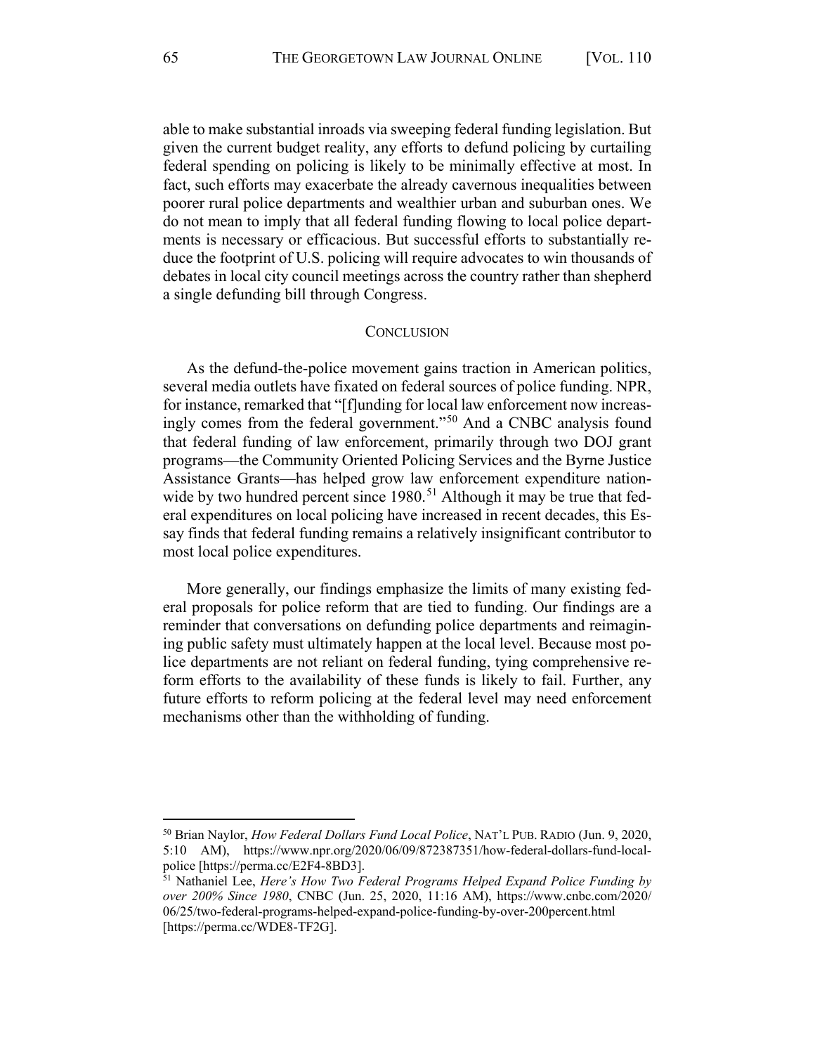able to make substantial inroads via sweeping federal funding legislation. But given the current budget reality, any efforts to defund policing by curtailing federal spending on policing is likely to be minimally effective at most. In fact, such efforts may exacerbate the already cavernous inequalities between poorer rural police departments and wealthier urban and suburban ones. We do not mean to imply that all federal funding flowing to local police departments is necessary or efficacious. But successful efforts to substantially reduce the footprint of U.S. policing will require advocates to win thousands of debates in local city council meetings across the country rather than shepherd a single defunding bill through Congress.

## CONCLUSION

As the defund-the-police movement gains traction in American politics, several media outlets have fixated on federal sources of police funding. NPR, for instance, remarked that "[f]unding for local law enforcement now increasingly comes from the federal government."[50] And a CNBC analysis found that federal funding of law enforcement, primarily through two DOJ grant programs—the Community Oriented Policing Services and the Byrne Justice Assistance Grants—has helped grow law enforcement expenditure nationwide by two hundred percent since 1980.[51] Although it may be true that federal expenditures on local policing have increased in recent decades, this Essay finds that federal funding remains a relatively insignificant contributor to most local police expenditures.

More generally, our findings emphasize the limits of many existing federal proposals for police reform that are tied to funding. Our findings are a reminder that conversations on defunding police departments and reimagining public safety must ultimately happen at the local level. Because most police departments are not reliant on federal funding, tying comprehensive reform efforts to the availability of these funds is likely to fail. Further, any future efforts to reform policing at the federal level may need enforcement mechanisms other than the withholding of funding.

---

[50] Brian Naylor, *How Federal Dollars Fund Local Police*, NAT'L PUB. RADIO (Jun. 9, 2020, 5:10 AM), https://www.npr.org/2020/06/09/872387351/how-federal-dollars-fund-local-police [https://perma.cc/E2F4-8BD3].

[51] Nathaniel Lee, *Here's How Two Federal Programs Helped Expand Police Funding by over 200% Since 1980*, CNBC (Jun. 25, 2020, 11:16 AM), https://www.cnbc.com/2020/06/25/two-federal-programs-helped-expand-police-funding-by-over-200percent.html [https://perma.cc/WDE8-TF2G].